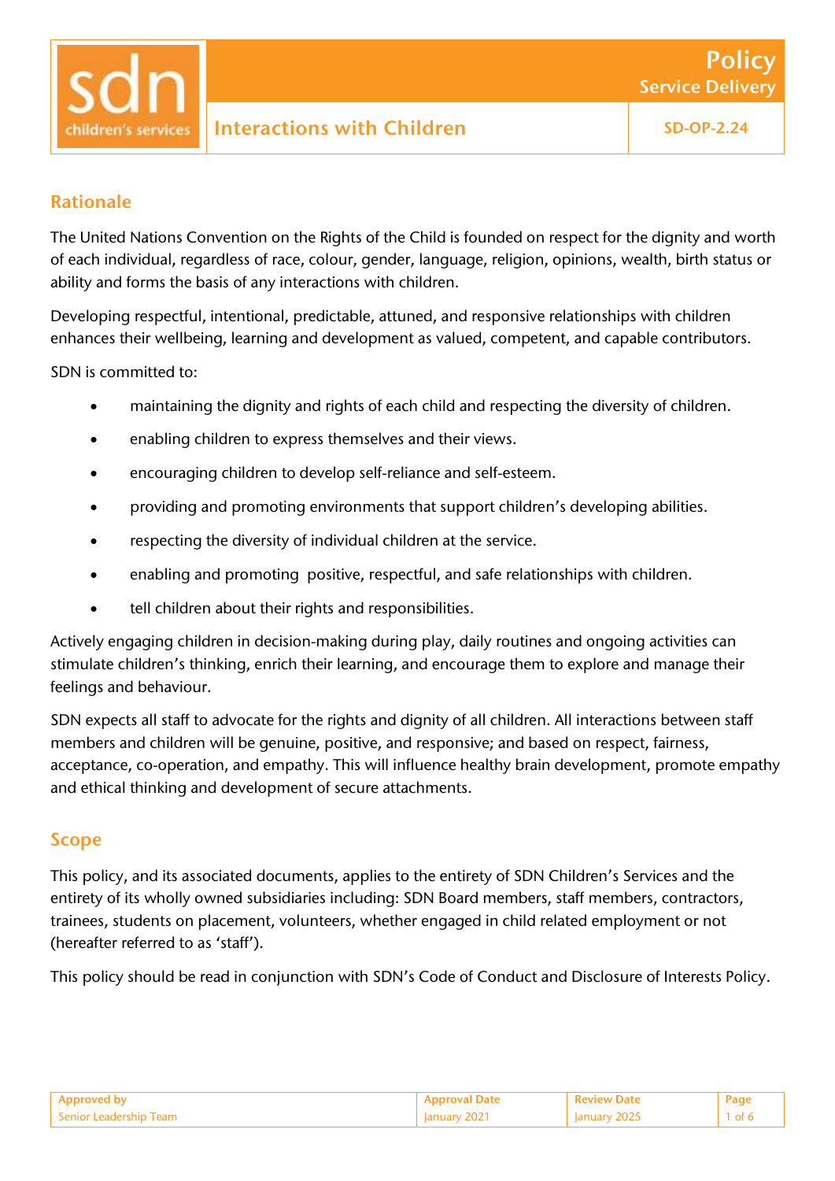# Interactions with Children

**Policy – Service Delivery**

**SD-OP-2.24**

## Rationale

The United Nations Convention on the Rights of the Child is founded on respect for the dignity and worth of each individual, regardless of race, colour, gender, language, religion, opinions, wealth, birth status or ability and forms the basis of any interactions with children.

Developing respectful, intentional, predictable, attuned, and responsive relationships with children enhances their wellbeing, learning and development as valued, competent, and capable contributors.

SDN is committed to:

- maintaining the dignity and rights of each child and respecting the diversity of children.
- enabling children to express themselves and their views.
- encouraging children to develop self-reliance and self-esteem.
- providing and promoting environments that support children's developing abilities.
- respecting the diversity of individual children at the service.
- enabling and promoting positive, respectful, and safe relationships with children.
- tell children about their rights and responsibilities.

Actively engaging children in decision-making during play, daily routines and ongoing activities can stimulate children's thinking, enrich their learning, and encourage them to explore and manage their feelings and behaviour.

SDN expects all staff to advocate for the rights and dignity of all children. All interactions between staff members and children will be genuine, positive, and responsive; and based on respect, fairness, acceptance, co-operation, and empathy. This will influence healthy brain development, promote empathy and ethical thinking and development of secure attachments.

## Scope

This policy, and its associated documents, applies to the entirety of SDN Children's Services and the entirety of its wholly owned subsidiaries including: SDN Board members, staff members, contractors, trainees, students on placement, volunteers, whether engaged in child related employment or not (hereafter referred to as 'staff').

This policy should be read in conjunction with SDN's Code of Conduct and Disclosure of Interests Policy.

| Approved by | Approval Date | Review Date |
| --- | --- | --- |
| Senior Leadership Team | January 2021 | January 2025 |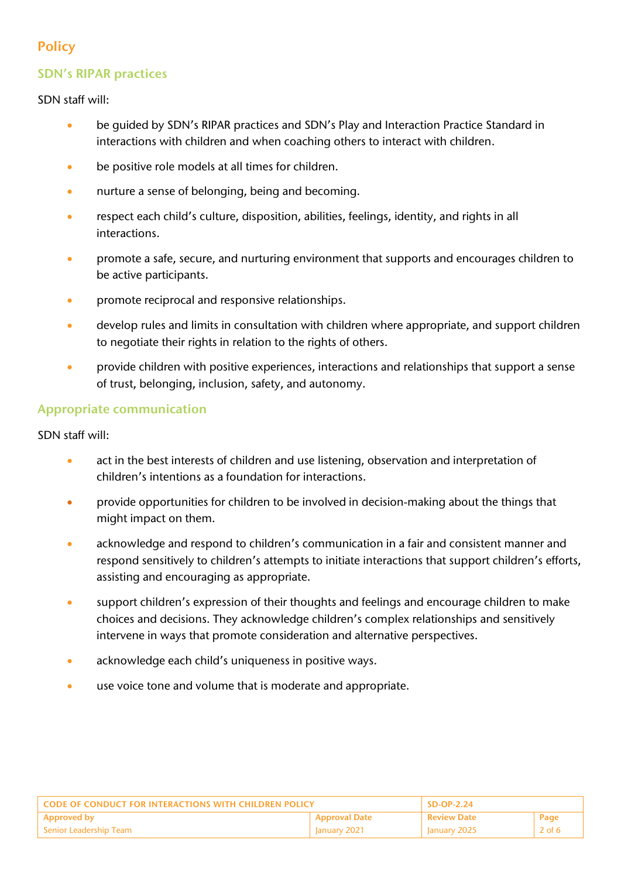## Policy

### SDN's RIPAR practices

SDN staff will:

- be guided by SDN's RIPAR practices and SDN's Play and Interaction Practice Standard in interactions with children and when coaching others to interact with children.
- be positive role models at all times for children.
- nurture a sense of belonging, being and becoming.
- respect each child's culture, disposition, abilities, feelings, identity, and rights in all interactions.
- promote a safe, secure, and nurturing environment that supports and encourages children to be active participants.
- promote reciprocal and responsive relationships.
- develop rules and limits in consultation with children where appropriate, and support children to negotiate their rights in relation to the rights of others.
- provide children with positive experiences, interactions and relationships that support a sense of trust, belonging, inclusion, safety, and autonomy.

### Appropriate communication

SDN staff will:

- act in the best interests of children and use listening, observation and interpretation of children's intentions as a foundation for interactions.
- provide opportunities for children to be involved in decision-making about the things that might impact on them.
- acknowledge and respond to children's communication in a fair and consistent manner and respond sensitively to children's attempts to initiate interactions that support children's efforts, assisting and encouraging as appropriate.
- support children's expression of their thoughts and feelings and encourage children to make choices and decisions. They acknowledge children's complex relationships and sensitively intervene in ways that promote consideration and alternative perspectives.
- acknowledge each child's uniqueness in positive ways.
- use voice tone and volume that is moderate and appropriate.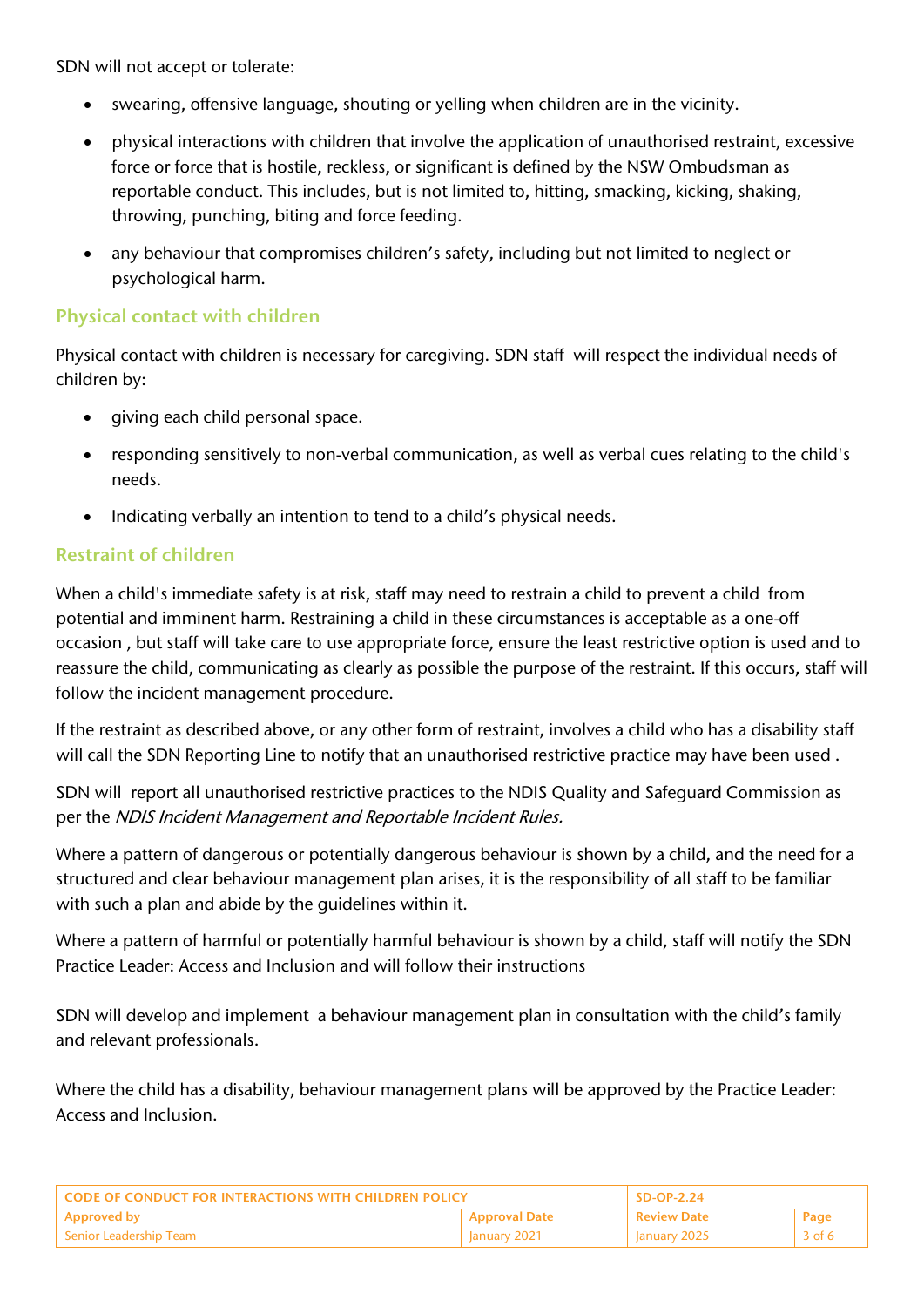SDN will not accept or tolerate:

- swearing, offensive language, shouting or yelling when children are in the vicinity.
- physical interactions with children that involve the application of unauthorised restraint, excessive force or force that is hostile, reckless, or significant is defined by the NSW Ombudsman as reportable conduct. This includes, but is not limited to, hitting, smacking, kicking, shaking, throwing, punching, biting and force feeding.
- any behaviour that compromises children's safety, including but not limited to neglect or psychological harm.

## Physical contact with children

Physical contact with children is necessary for caregiving. SDN staff will respect the individual needs of children by:

- giving each child personal space.
- responding sensitively to non-verbal communication, as well as verbal cues relating to the child's needs.
- Indicating verbally an intention to tend to a child's physical needs.

## Restraint of children

When a child's immediate safety is at risk, staff may need to restrain a child to prevent a child from potential and imminent harm. Restraining a child in these circumstances is acceptable as a one-off occasion , but staff will take care to use appropriate force, ensure the least restrictive option is used and to reassure the child, communicating as clearly as possible the purpose of the restraint. If this occurs, staff will follow the incident management procedure.

If the restraint as described above, or any other form of restraint, involves a child who has a disability staff will call the SDN Reporting Line to notify that an unauthorised restrictive practice may have been used .

SDN will report all unauthorised restrictive practices to the NDIS Quality and Safeguard Commission as per the *NDIS Incident Management and Reportable Incident Rules.*

Where a pattern of dangerous or potentially dangerous behaviour is shown by a child, and the need for a structured and clear behaviour management plan arises, it is the responsibility of all staff to be familiar with such a plan and abide by the guidelines within it.

Where a pattern of harmful or potentially harmful behaviour is shown by a child, staff will notify the SDN Practice Leader: Access and Inclusion and will follow their instructions

SDN will develop and implement a behaviour management plan in consultation with the child's family and relevant professionals.

Where the child has a disability, behaviour management plans will be approved by the Practice Leader: Access and Inclusion.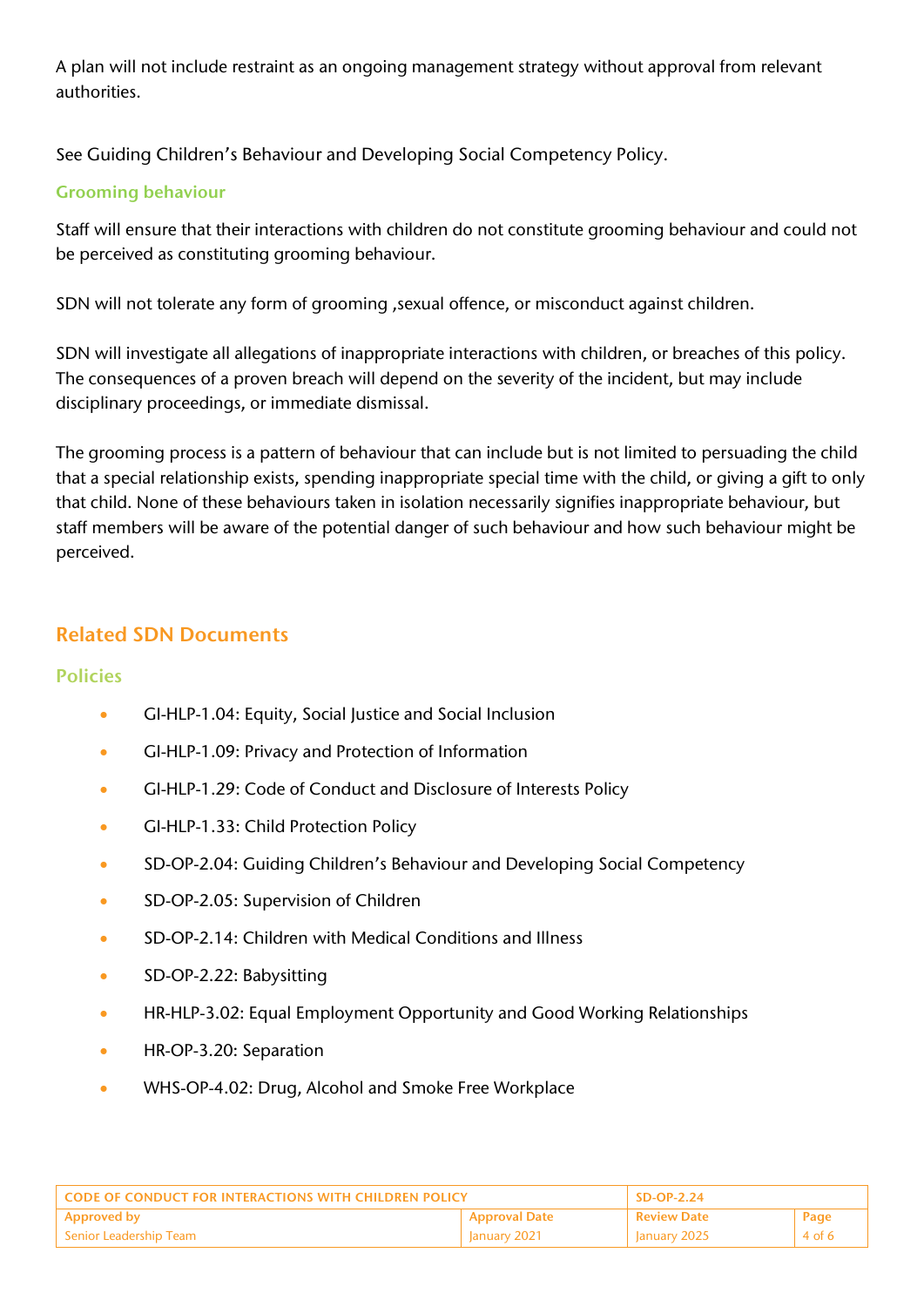A plan will not include restraint as an ongoing management strategy without approval from relevant authorities.

See Guiding Children's Behaviour and Developing Social Competency Policy.

### Grooming behaviour

Staff will ensure that their interactions with children do not constitute grooming behaviour and could not be perceived as constituting grooming behaviour.

SDN will not tolerate any form of grooming ,sexual offence, or misconduct against children.

SDN will investigate all allegations of inappropriate interactions with children, or breaches of this policy. The consequences of a proven breach will depend on the severity of the incident, but may include disciplinary proceedings, or immediate dismissal.

The grooming process is a pattern of behaviour that can include but is not limited to persuading the child that a special relationship exists, spending inappropriate special time with the child, or giving a gift to only that child. None of these behaviours taken in isolation necessarily signifies inappropriate behaviour, but staff members will be aware of the potential danger of such behaviour and how such behaviour might be perceived.

## Related SDN Documents

### Policies

- GI-HLP-1.04: Equity, Social Justice and Social Inclusion
- GI-HLP-1.09: Privacy and Protection of Information
- GI-HLP-1.29: Code of Conduct and Disclosure of Interests Policy
- GI-HLP-1.33: Child Protection Policy
- SD-OP-2.04: Guiding Children's Behaviour and Developing Social Competency
- SD-OP-2.05: Supervision of Children
- SD-OP-2.14: Children with Medical Conditions and Illness
- SD-OP-2.22: Babysitting
- HR-HLP-3.02: Equal Employment Opportunity and Good Working Relationships
- HR-OP-3.20: Separation
- WHS-OP-4.02: Drug, Alcohol and Smoke Free Workplace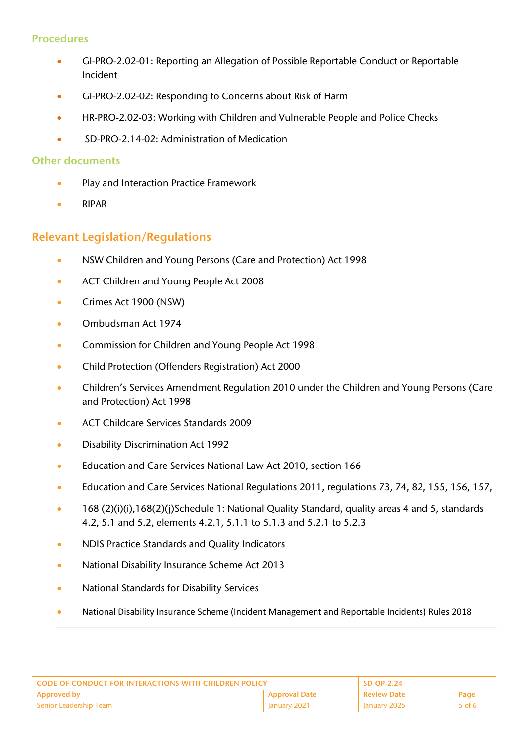### Procedures

- GI-PRO-2.02-01: Reporting an Allegation of Possible Reportable Conduct or Reportable Incident
- GI-PRO-2.02-02: Responding to Concerns about Risk of Harm
- HR-PRO-2.02-03: Working with Children and Vulnerable People and Police Checks
- SD-PRO-2.14-02: Administration of Medication

### Other documents

- Play and Interaction Practice Framework
- RIPAR

## Relevant Legislation/Regulations

- NSW Children and Young Persons (Care and Protection) Act 1998
- ACT Children and Young People Act 2008
- Crimes Act 1900 (NSW)
- Ombudsman Act 1974
- Commission for Children and Young People Act 1998
- Child Protection (Offenders Registration) Act 2000
- Children's Services Amendment Regulation 2010 under the Children and Young Persons (Care and Protection) Act 1998
- ACT Childcare Services Standards 2009
- Disability Discrimination Act 1992
- Education and Care Services National Law Act 2010, section 166
- Education and Care Services National Regulations 2011, regulations 73, 74, 82, 155, 156, 157,
- 168 (2)(i)(i),168(2)(j)Schedule 1: National Quality Standard, quality areas 4 and 5, standards 4.2, 5.1 and 5.2, elements 4.2.1, 5.1.1 to 5.1.3 and 5.2.1 to 5.2.3
- NDIS Practice Standards and Quality Indicators
- National Disability Insurance Scheme Act 2013
- National Standards for Disability Services
- National Disability Insurance Scheme (Incident Management and Reportable Incidents) Rules 2018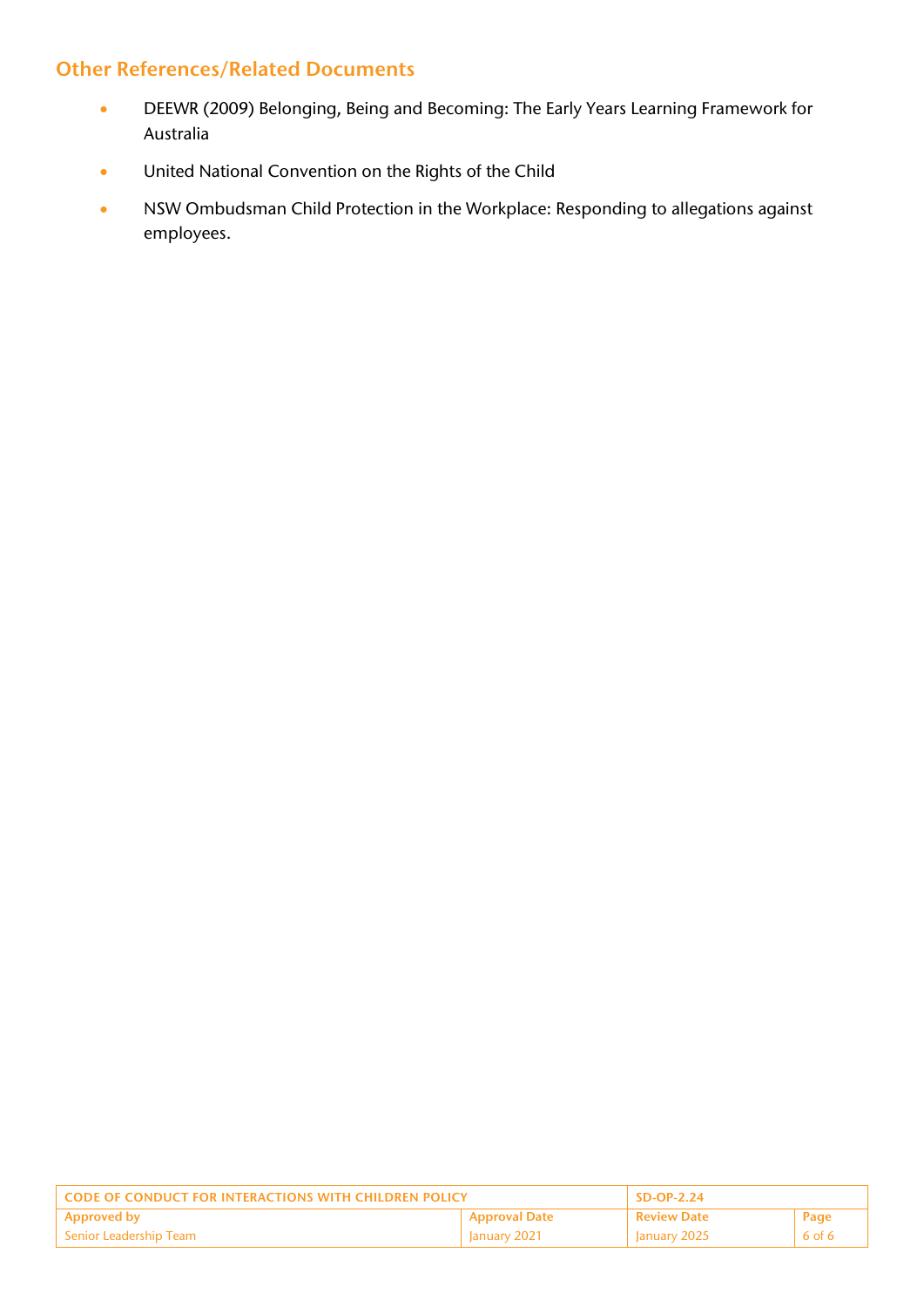## Other References/Related Documents

- DEEWR (2009) Belonging, Being and Becoming: The Early Years Learning Framework for Australia
- United National Convention on the Rights of the Child
- NSW Ombudsman Child Protection in the Workplace: Responding to allegations against employees.